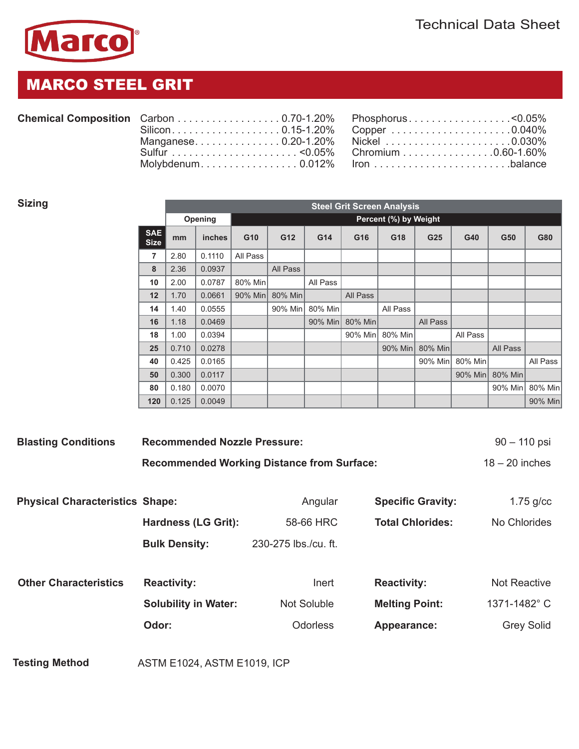Technical Data Sheet

# MARCO STEEL GRIT

## Chemical Composition

| Element | % | Element | % |
|---|---|---|---|
| Carbon | 0.70-1.20% | Phosphorus | <0.05% |
| Silicon | 0.15-1.20% | Copper | 0.040% |
| Manganese | 0.20-1.20% | Nickel | 0.030% |
| Sulfur | <0.05% | Chromium | 0.60-1.60% |
| Molybdenum | 0.012% | Iron | balance |

## Sizing

| | Opening | | Steel Grit Screen Analysis – Percent (%) by Weight | | | | | | | | |
|---|---|---|---|---|---|---|---|---|---|---|---|
| SAE Size | mm | inches | G10 | G12 | G14 | G16 | G18 | G25 | G40 | G50 | G80 |
| 7 | 2.80 | 0.1110 | All Pass | | | | | | | | |
| 8 | 2.36 | 0.0937 | | All Pass | | | | | | | |
| 10 | 2.00 | 0.0787 | 80% Min | | All Pass | | | | | | |
| 12 | 1.70 | 0.0661 | 90% Min | 80% Min | | All Pass | | | | | |
| 14 | 1.40 | 0.0555 | | 90% Min | 80% Min | | All Pass | | | | |
| 16 | 1.18 | 0.0469 | | | 90% Min | 80% Min | | All Pass | | | |
| 18 | 1.00 | 0.0394 | | | | 90% Min | 80% Min | | All Pass | | |
| 25 | 0.710 | 0.0278 | | | | | 90% Min | 80% Min | | All Pass | |
| 40 | 0.425 | 0.0165 | | | | | | 90% Min | 80% Min | | All Pass |
| 50 | 0.300 | 0.0117 | | | | | | | 90% Min | 80% Min | |
| 80 | 0.180 | 0.0070 | | | | | | | | 90% Min | 80% Min |
| 120 | 0.125 | 0.0049 | | | | | | | | | 90% Min |

## Blasting Conditions

**Recommended Nozzle Pressure:** 90 – 110 psi

**Recommended Working Distance from Surface:** 18 – 20 inches

## Physical Characteristics

**Shape:** Angular

**Hardness (LG Grit):** 58-66 HRC

**Bulk Density:** 230-275 lbs./cu. ft.

**Specific Gravity:** 1.75 g/cc

**Total Chlorides:** No Chlorides

## Other Characteristics

**Reactivity:** Inert

**Solubility in Water:** Not Soluble

**Odor:** Odorless

**Reactivity:** Not Reactive

**Melting Point:** 1371-1482° C

**Appearance:** Grey Solid

## Testing Method

ASTM E1024, ASTM E1019, ICP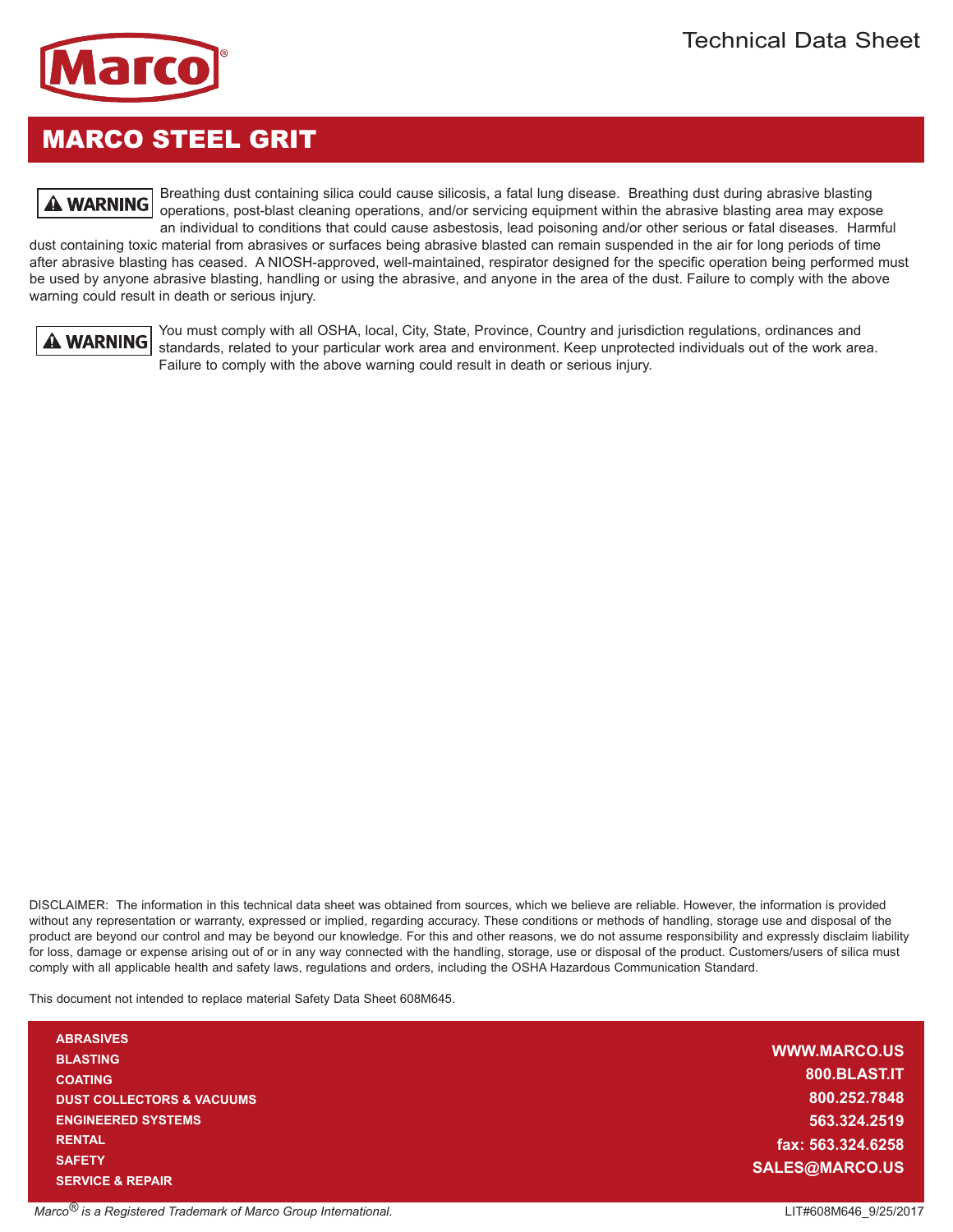Marco®

Technical Data Sheet

# MARCO STEEL GRIT

**⚠ WARNING** Breathing dust containing silica could cause silicosis, a fatal lung disease. Breathing dust during abrasive blasting operations, post-blast cleaning operations, and/or servicing equipment within the abrasive blasting area may expose an individual to conditions that could cause asbestosis, lead poisoning and/or other serious or fatal diseases. Harmful dust containing toxic material from abrasives or surfaces being abrasive blasted can remain suspended in the air for long periods of time after abrasive blasting has ceased. A NIOSH-approved, well-maintained, respirator designed for the specific operation being performed must be used by anyone abrasive blasting, handling or using the abrasive, and anyone in the area of the dust. Failure to comply with the above warning could result in death or serious injury.

**⚠ WARNING** You must comply with all OSHA, local, City, State, Province, Country and jurisdiction regulations, ordinances and standards, related to your particular work area and environment. Keep unprotected individuals out of the work area. Failure to comply with the above warning could result in death or serious injury.

DISCLAIMER: The information in this technical data sheet was obtained from sources, which we believe are reliable. However, the information is provided without any representation or warranty, expressed or implied, regarding accuracy. These conditions or methods of handling, storage use and disposal of the product are beyond our control and may be beyond our knowledge. For this and other reasons, we do not assume responsibility and expressly disclaim liability for loss, damage or expense arising out of or in any way connected with the handling, storage, use or disposal of the product. Customers/users of silica must comply with all applicable health and safety laws, regulations and orders, including the OSHA Hazardous Communication Standard.

This document not intended to replace material Safety Data Sheet 608M645.

**ABRASIVES**
**BLASTING**
**COATING**
**DUST COLLECTORS & VACUUMS**
**ENGINEERED SYSTEMS**
**RENTAL**
**SAFETY**
**SERVICE & REPAIR**

**WWW.MARCO.US**
**800.BLAST.IT**
**800.252.7848**
**563.324.2519**
**fax: 563.324.6258**
**SALES@MARCO.US**

*Marco® is a Registered Trademark of Marco Group International.*

LIT#608M646_9/25/2017